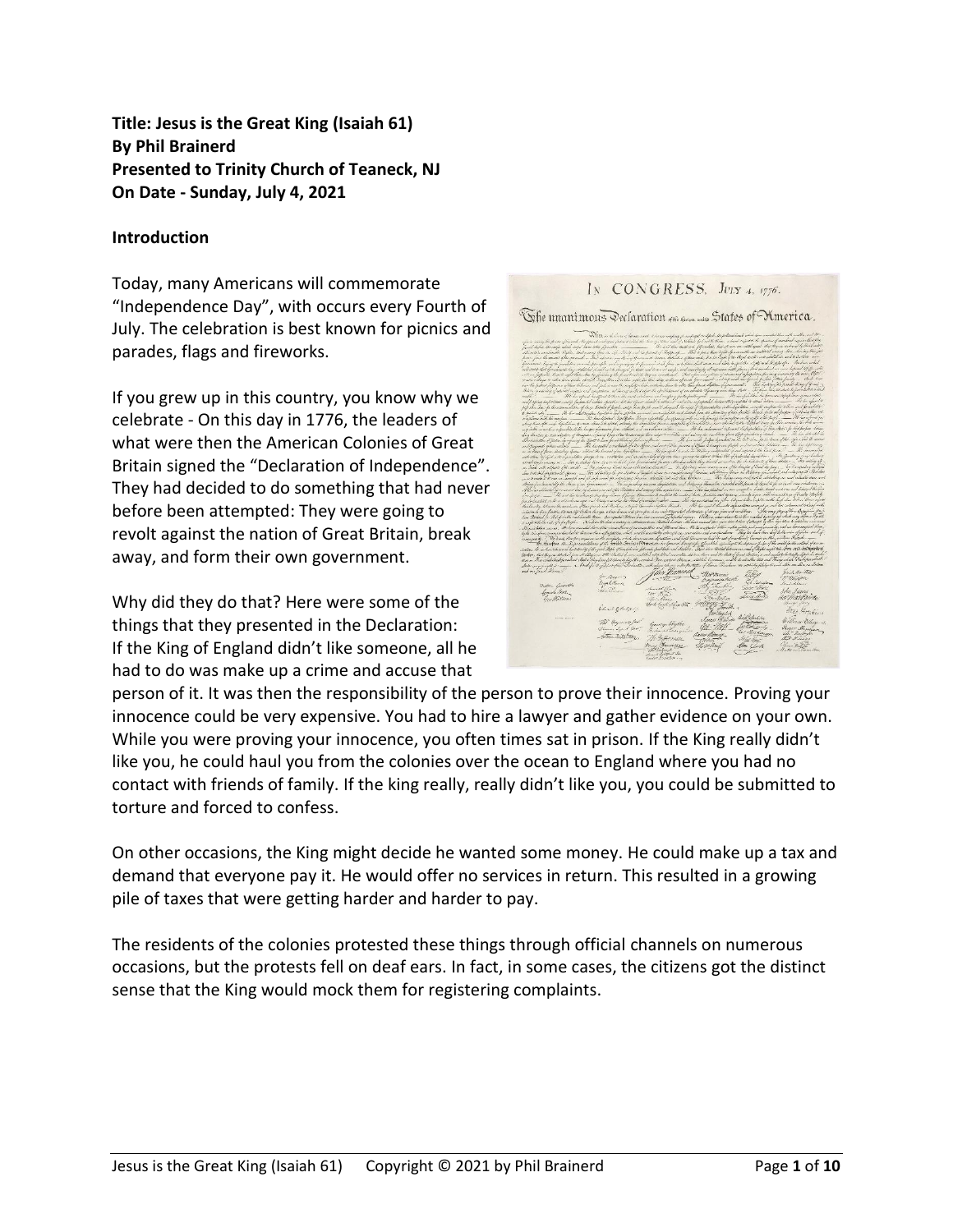**Title: Jesus is the Great King (Isaiah 61)**
**By Phil Brainerd**
**Presented to Trinity Church of Teaneck, NJ**
**On Date - Sunday, July 4, 2021**

**Introduction**

Today, many Americans will commemorate "Independence Day", with occurs every Fourth of July. The celebration is best known for picnics and parades, flags and fireworks.

If you grew up in this country, you know why we celebrate - On this day in 1776, the leaders of what were then the American Colonies of Great Britain signed the "Declaration of Independence". They had decided to do something that had never before been attempted: They were going to revolt against the nation of Great Britain, break away, and form their own government.

Why did they do that? Here were some of the things that they presented in the Declaration: If the King of England didn't like someone, all he had to do was make up a crime and accuse that person of it. It was then the responsibility of the person to prove their innocence. Proving your innocence could be very expensive. You had to hire a lawyer and gather evidence on your own. While you were proving your innocence, you often times sat in prison. If the King really didn't like you, he could haul you from the colonies over the ocean to England where you had no contact with friends of family. If the king really, really didn't like you, you could be submitted to torture and forced to confess.

On other occasions, the King might decide he wanted some money. He could make up a tax and demand that everyone pay it. He would offer no services in return. This resulted in a growing pile of taxes that were getting harder and harder to pay.

The residents of the colonies protested these things through official channels on numerous occasions, but the protests fell on deaf ears. In fact, in some cases, the citizens got the distinct sense that the King would mock them for registering complaints.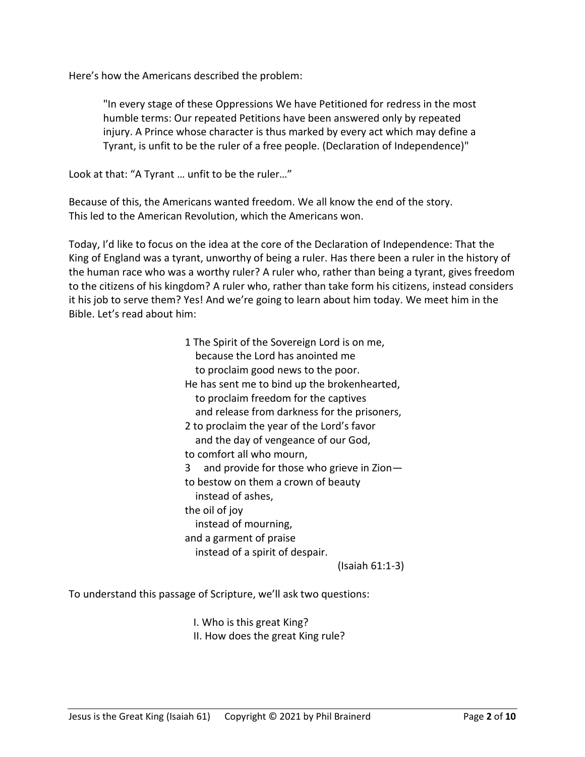Here's how the Americans described the problem:

> "In every stage of these Oppressions We have Petitioned for redress in the most humble terms: Our repeated Petitions have been answered only by repeated injury. A Prince whose character is thus marked by every act which may define a Tyrant, is unfit to be the ruler of a free people. (Declaration of Independence)"

Look at that: "A Tyrant … unfit to be the ruler…"

Because of this, the Americans wanted freedom. We all know the end of the story.
This led to the American Revolution, which the Americans won.

Today, I'd like to focus on the idea at the core of the Declaration of Independence: That the King of England was a tyrant, unworthy of being a ruler. Has there been a ruler in the history of the human race who was a worthy ruler? A ruler who, rather than being a tyrant, gives freedom to the citizens of his kingdom? A ruler who, rather than take form his citizens, instead considers it his job to serve them? Yes! And we're going to learn about him today. We meet him in the Bible. Let's read about him:

> 1 The Spirit of the Sovereign Lord is on me,
> because the Lord has anointed me
> to proclaim good news to the poor.
> He has sent me to bind up the brokenhearted,
> to proclaim freedom for the captives
> and release from darkness for the prisoners,
> 2 to proclaim the year of the Lord's favor
> and the day of vengeance of our God,
> to comfort all who mourn,
> 3 and provide for those who grieve in Zion—
> to bestow on them a crown of beauty
> instead of ashes,
> the oil of joy
> instead of mourning,
> and a garment of praise
> instead of a spirit of despair.
>
> (Isaiah 61:1-3)

To understand this passage of Scripture, we'll ask two questions:

I. Who is this great King?
II. How does the great King rule?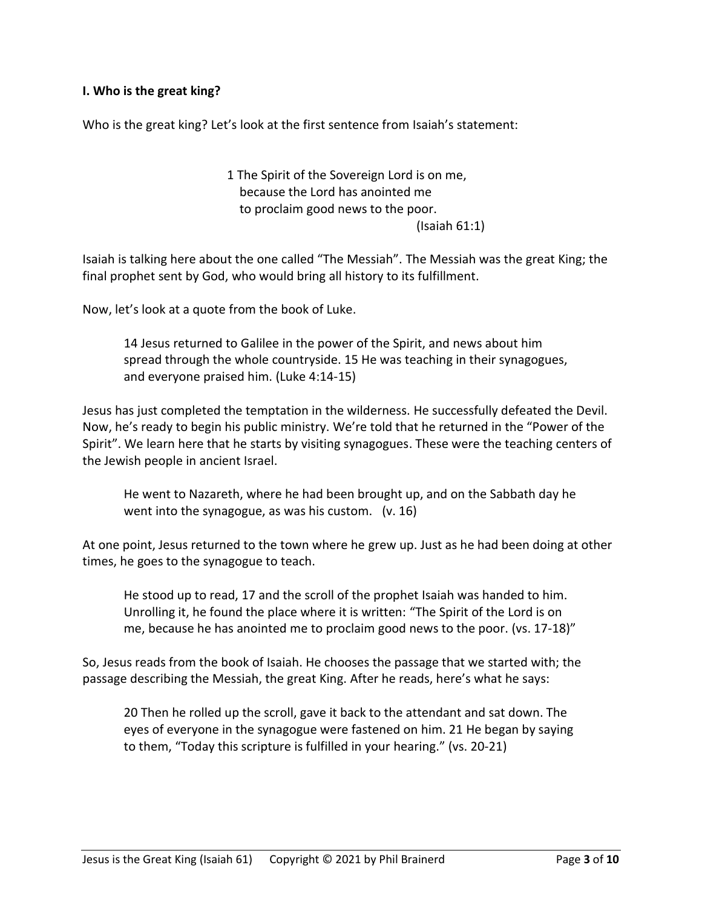**I. Who is the great king?**

Who is the great king? Let's look at the first sentence from Isaiah's statement:

> 1 The Spirit of the Sovereign Lord is on me,
> because the Lord has anointed me
> to proclaim good news to the poor.
> (Isaiah 61:1)

Isaiah is talking here about the one called "The Messiah". The Messiah was the great King; the final prophet sent by God, who would bring all history to its fulfillment.

Now, let's look at a quote from the book of Luke.

> 14 Jesus returned to Galilee in the power of the Spirit, and news about him spread through the whole countryside. 15 He was teaching in their synagogues, and everyone praised him. (Luke 4:14-15)

Jesus has just completed the temptation in the wilderness. He successfully defeated the Devil. Now, he's ready to begin his public ministry. We're told that he returned in the "Power of the Spirit". We learn here that he starts by visiting synagogues. These were the teaching centers of the Jewish people in ancient Israel.

> He went to Nazareth, where he had been brought up, and on the Sabbath day he went into the synagogue, as was his custom. (v. 16)

At one point, Jesus returned to the town where he grew up. Just as he had been doing at other times, he goes to the synagogue to teach.

> He stood up to read, 17 and the scroll of the prophet Isaiah was handed to him. Unrolling it, he found the place where it is written: "The Spirit of the Lord is on me, because he has anointed me to proclaim good news to the poor. (vs. 17-18)"

So, Jesus reads from the book of Isaiah. He chooses the passage that we started with; the passage describing the Messiah, the great King. After he reads, here's what he says:

> 20 Then he rolled up the scroll, gave it back to the attendant and sat down. The eyes of everyone in the synagogue were fastened on him. 21 He began by saying to them, "Today this scripture is fulfilled in your hearing." (vs. 20-21)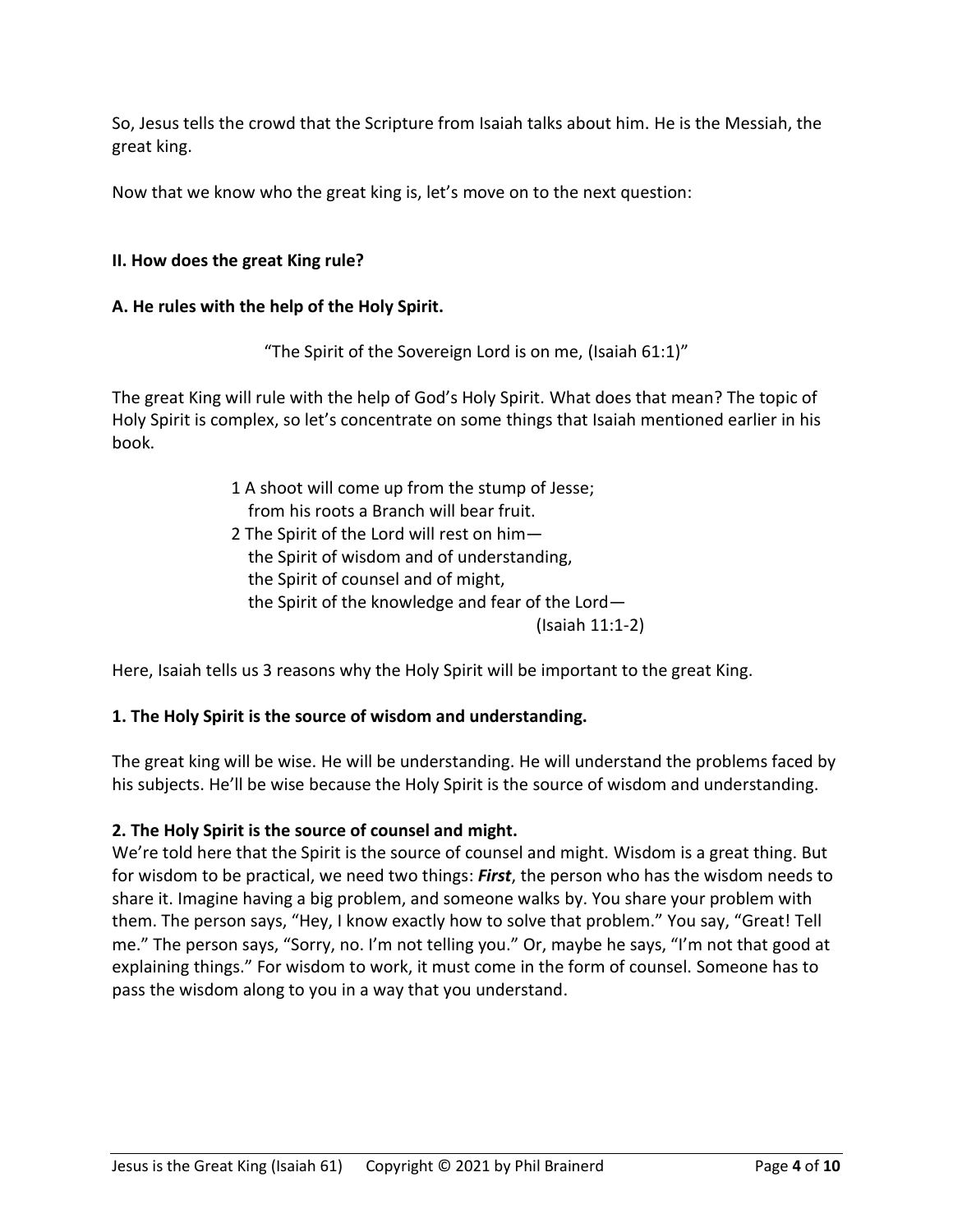So, Jesus tells the crowd that the Scripture from Isaiah talks about him. He is the Messiah, the great king.

Now that we know who the great king is, let's move on to the next question:

## II. How does the great King rule?

### A. He rules with the help of the Holy Spirit.

"The Spirit of the Sovereign Lord is on me, (Isaiah 61:1)"

The great King will rule with the help of God's Holy Spirit. What does that mean? The topic of Holy Spirit is complex, so let's concentrate on some things that Isaiah mentioned earlier in his book.

> 1 A shoot will come up from the stump of Jesse;  
> from his roots a Branch will bear fruit.  
> 2 The Spirit of the Lord will rest on him—  
> the Spirit of wisdom and of understanding,  
> the Spirit of counsel and of might,  
> the Spirit of the knowledge and fear of the Lord—  
> (Isaiah 11:1-2)

Here, Isaiah tells us 3 reasons why the Holy Spirit will be important to the great King.

**1. The Holy Spirit is the source of wisdom and understanding.**

The great king will be wise. He will be understanding. He will understand the problems faced by his subjects. He'll be wise because the Holy Spirit is the source of wisdom and understanding.

**2. The Holy Spirit is the source of counsel and might.**

We're told here that the Spirit is the source of counsel and might. Wisdom is a great thing. But for wisdom to be practical, we need two things: ***First***, the person who has the wisdom needs to share it. Imagine having a big problem, and someone walks by. You share your problem with them. The person says, "Hey, I know exactly how to solve that problem." You say, "Great! Tell me." The person says, "Sorry, no. I'm not telling you." Or, maybe he says, "I'm not that good at explaining things." For wisdom to work, it must come in the form of counsel. Someone has to pass the wisdom along to you in a way that you understand.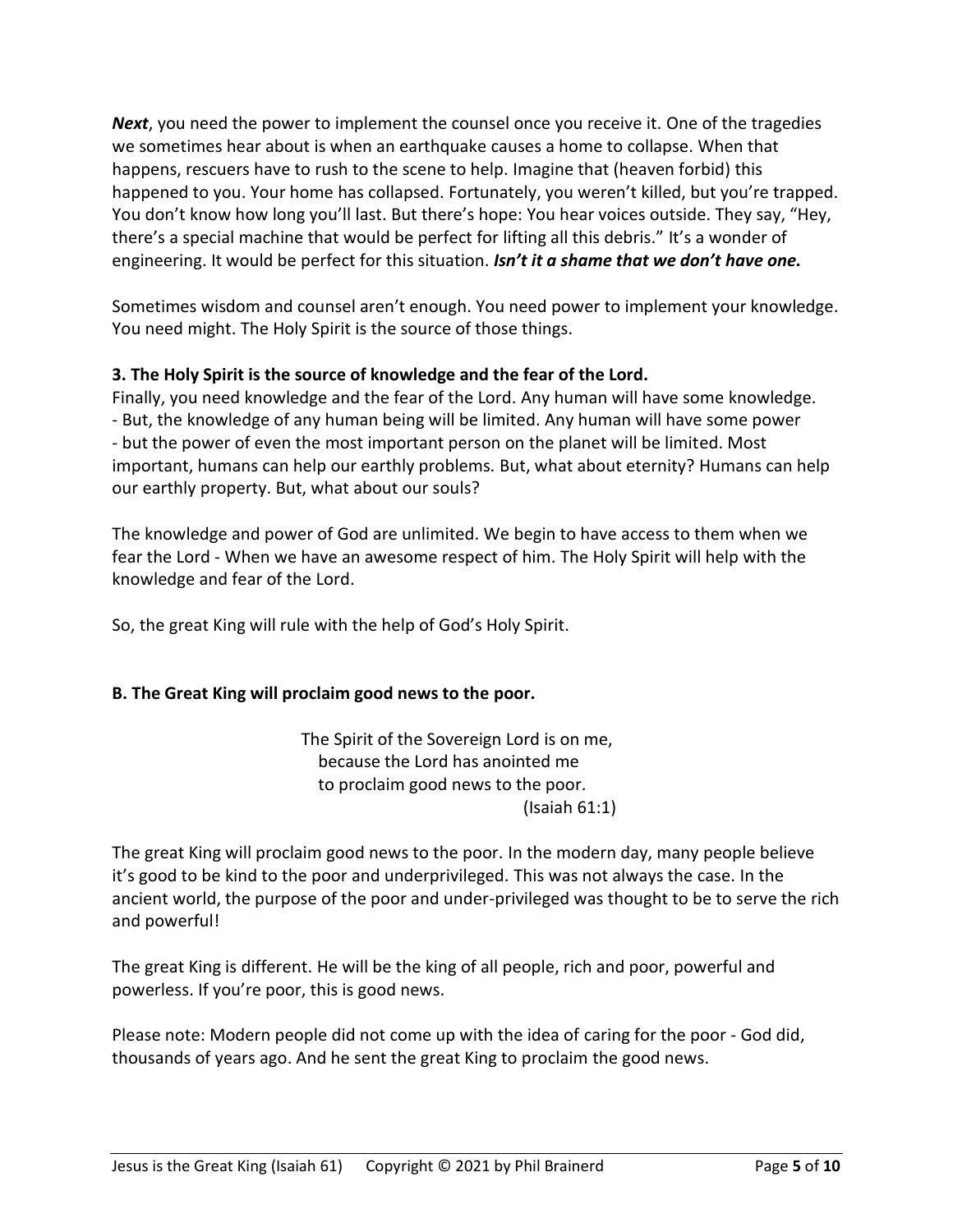***Next***, you need the power to implement the counsel once you receive it. One of the tragedies we sometimes hear about is when an earthquake causes a home to collapse. When that happens, rescuers have to rush to the scene to help. Imagine that (heaven forbid) this happened to you. Your home has collapsed. Fortunately, you weren't killed, but you're trapped. You don't know how long you'll last. But there's hope: You hear voices outside. They say, "Hey, there's a special machine that would be perfect for lifting all this debris." It's a wonder of engineering. It would be perfect for this situation. ***Isn't it a shame that we don't have one.***

Sometimes wisdom and counsel aren't enough. You need power to implement your knowledge. You need might. The Holy Spirit is the source of those things.

**3. The Holy Spirit is the source of knowledge and the fear of the Lord.**

Finally, you need knowledge and the fear of the Lord. Any human will have some knowledge. - But, the knowledge of any human being will be limited. Any human will have some power - but the power of even the most important person on the planet will be limited. Most important, humans can help our earthly problems. But, what about eternity? Humans can help our earthly property. But, what about our souls?

The knowledge and power of God are unlimited. We begin to have access to them when we fear the Lord - When we have an awesome respect of him. The Holy Spirit will help with the knowledge and fear of the Lord.

So, the great King will rule with the help of God's Holy Spirit.

**B. The Great King will proclaim good news to the poor.**

> The Spirit of the Sovereign Lord is on me,
> because the Lord has anointed me
> to proclaim good news to the poor.
> (Isaiah 61:1)

The great King will proclaim good news to the poor. In the modern day, many people believe it's good to be kind to the poor and underprivileged. This was not always the case. In the ancient world, the purpose of the poor and under-privileged was thought to be to serve the rich and powerful!

The great King is different. He will be the king of all people, rich and poor, powerful and powerless. If you're poor, this is good news.

Please note: Modern people did not come up with the idea of caring for the poor - God did, thousands of years ago. And he sent the great King to proclaim the good news.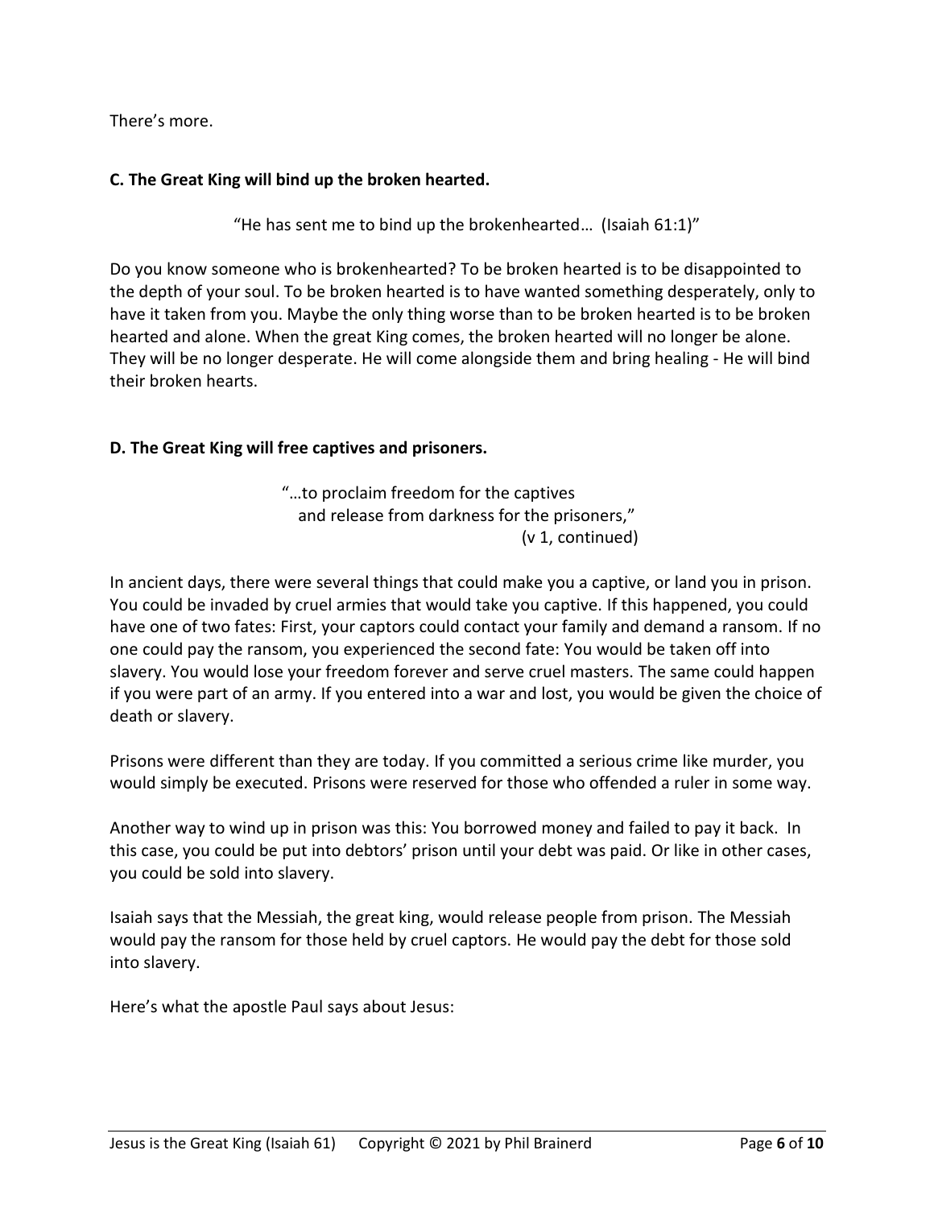There's more.

**C. The Great King will bind up the broken hearted.**

"He has sent me to bind up the brokenhearted… (Isaiah 61:1)"

Do you know someone who is brokenhearted? To be broken hearted is to be disappointed to the depth of your soul. To be broken hearted is to have wanted something desperately, only to have it taken from you. Maybe the only thing worse than to be broken hearted is to be broken hearted and alone. When the great King comes, the broken hearted will no longer be alone. They will be no longer desperate. He will come alongside them and bring healing - He will bind their broken hearts.

**D. The Great King will free captives and prisoners.**

"…to proclaim freedom for the captives
and release from darkness for the prisoners,"
(v 1, continued)

In ancient days, there were several things that could make you a captive, or land you in prison. You could be invaded by cruel armies that would take you captive. If this happened, you could have one of two fates: First, your captors could contact your family and demand a ransom. If no one could pay the ransom, you experienced the second fate: You would be taken off into slavery. You would lose your freedom forever and serve cruel masters. The same could happen if you were part of an army. If you entered into a war and lost, you would be given the choice of death or slavery.

Prisons were different than they are today. If you committed a serious crime like murder, you would simply be executed. Prisons were reserved for those who offended a ruler in some way.

Another way to wind up in prison was this: You borrowed money and failed to pay it back. In this case, you could be put into debtors' prison until your debt was paid. Or like in other cases, you could be sold into slavery.

Isaiah says that the Messiah, the great king, would release people from prison. The Messiah would pay the ransom for those held by cruel captors. He would pay the debt for those sold into slavery.

Here's what the apostle Paul says about Jesus: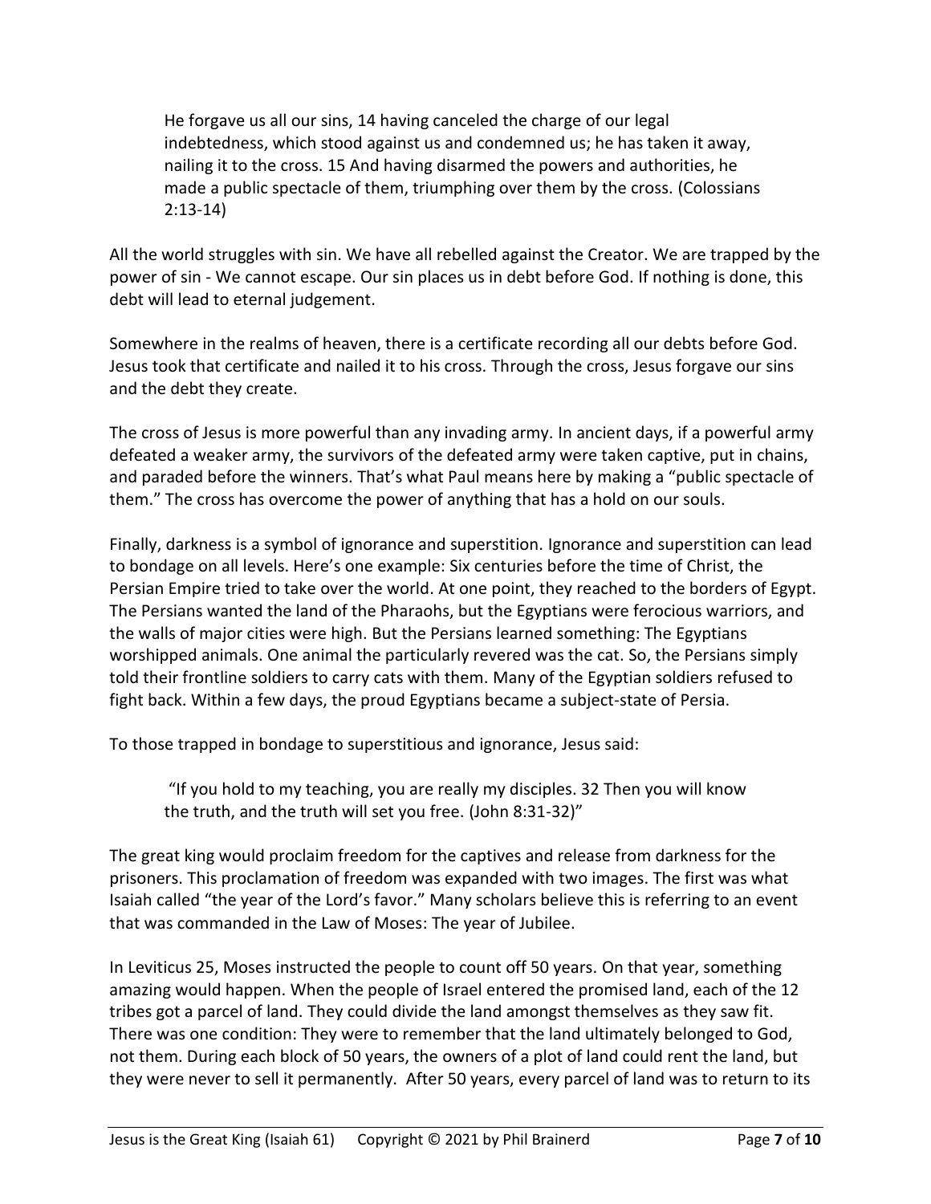> He forgave us all our sins, 14 having canceled the charge of our legal indebtedness, which stood against us and condemned us; he has taken it away, nailing it to the cross. 15 And having disarmed the powers and authorities, he made a public spectacle of them, triumphing over them by the cross. (Colossians 2:13-14)

All the world struggles with sin. We have all rebelled against the Creator. We are trapped by the power of sin - We cannot escape. Our sin places us in debt before God. If nothing is done, this debt will lead to eternal judgement.

Somewhere in the realms of heaven, there is a certificate recording all our debts before God. Jesus took that certificate and nailed it to his cross. Through the cross, Jesus forgave our sins and the debt they create.

The cross of Jesus is more powerful than any invading army. In ancient days, if a powerful army defeated a weaker army, the survivors of the defeated army were taken captive, put in chains, and paraded before the winners. That's what Paul means here by making a "public spectacle of them." The cross has overcome the power of anything that has a hold on our souls.

Finally, darkness is a symbol of ignorance and superstition. Ignorance and superstition can lead to bondage on all levels. Here's one example: Six centuries before the time of Christ, the Persian Empire tried to take over the world. At one point, they reached to the borders of Egypt. The Persians wanted the land of the Pharaohs, but the Egyptians were ferocious warriors, and the walls of major cities were high. But the Persians learned something: The Egyptians worshipped animals. One animal the particularly revered was the cat. So, the Persians simply told their frontline soldiers to carry cats with them. Many of the Egyptian soldiers refused to fight back. Within a few days, the proud Egyptians became a subject-state of Persia.

To those trapped in bondage to superstitious and ignorance, Jesus said:

> "If you hold to my teaching, you are really my disciples. 32 Then you will know the truth, and the truth will set you free. (John 8:31-32)"

The great king would proclaim freedom for the captives and release from darkness for the prisoners. This proclamation of freedom was expanded with two images. The first was what Isaiah called "the year of the Lord's favor." Many scholars believe this is referring to an event that was commanded in the Law of Moses: The year of Jubilee.

In Leviticus 25, Moses instructed the people to count off 50 years. On that year, something amazing would happen. When the people of Israel entered the promised land, each of the 12 tribes got a parcel of land. They could divide the land amongst themselves as they saw fit. There was one condition: They were to remember that the land ultimately belonged to God, not them. During each block of 50 years, the owners of a plot of land could rent the land, but they were never to sell it permanently. After 50 years, every parcel of land was to return to its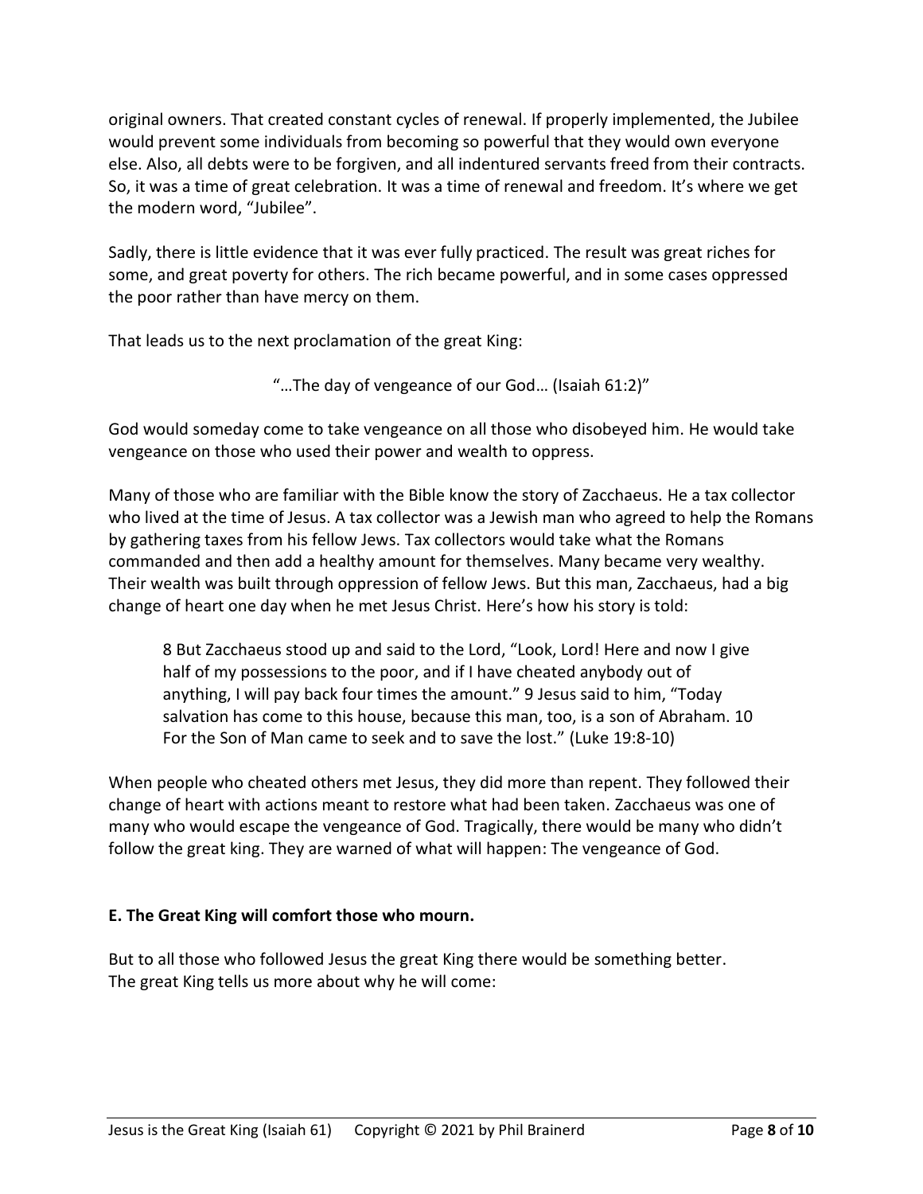original owners. That created constant cycles of renewal. If properly implemented, the Jubilee would prevent some individuals from becoming so powerful that they would own everyone else. Also, all debts were to be forgiven, and all indentured servants freed from their contracts. So, it was a time of great celebration. It was a time of renewal and freedom. It's where we get the modern word, "Jubilee".

Sadly, there is little evidence that it was ever fully practiced. The result was great riches for some, and great poverty for others. The rich became powerful, and in some cases oppressed the poor rather than have mercy on them.

That leads us to the next proclamation of the great King:

"…The day of vengeance of our God… (Isaiah 61:2)"

God would someday come to take vengeance on all those who disobeyed him. He would take vengeance on those who used their power and wealth to oppress.

Many of those who are familiar with the Bible know the story of Zacchaeus. He a tax collector who lived at the time of Jesus. A tax collector was a Jewish man who agreed to help the Romans by gathering taxes from his fellow Jews. Tax collectors would take what the Romans commanded and then add a healthy amount for themselves. Many became very wealthy. Their wealth was built through oppression of fellow Jews. But this man, Zacchaeus, had a big change of heart one day when he met Jesus Christ. Here's how his story is told:

> 8 But Zacchaeus stood up and said to the Lord, "Look, Lord! Here and now I give half of my possessions to the poor, and if I have cheated anybody out of anything, I will pay back four times the amount." 9 Jesus said to him, "Today salvation has come to this house, because this man, too, is a son of Abraham. 10 For the Son of Man came to seek and to save the lost." (Luke 19:8-10)

When people who cheated others met Jesus, they did more than repent. They followed their change of heart with actions meant to restore what had been taken. Zacchaeus was one of many who would escape the vengeance of God. Tragically, there would be many who didn't follow the great king. They are warned of what will happen: The vengeance of God.

**E. The Great King will comfort those who mourn.**

But to all those who followed Jesus the great King there would be something better. The great King tells us more about why he will come: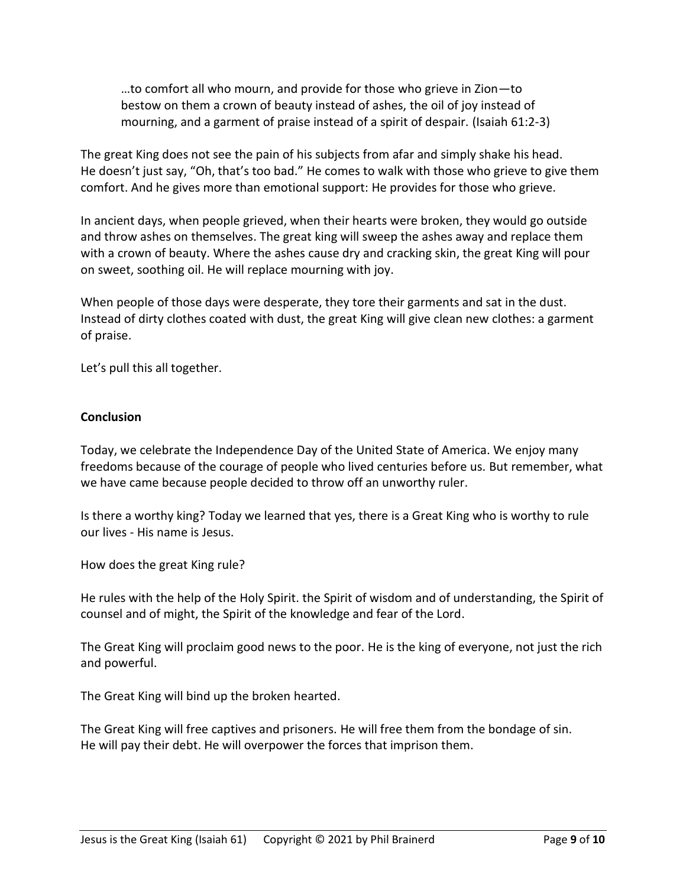> …to comfort all who mourn, and provide for those who grieve in Zion—to bestow on them a crown of beauty instead of ashes, the oil of joy instead of mourning, and a garment of praise instead of a spirit of despair. (Isaiah 61:2-3)

The great King does not see the pain of his subjects from afar and simply shake his head. He doesn't just say, "Oh, that's too bad." He comes to walk with those who grieve to give them comfort. And he gives more than emotional support: He provides for those who grieve.

In ancient days, when people grieved, when their hearts were broken, they would go outside and throw ashes on themselves. The great king will sweep the ashes away and replace them with a crown of beauty. Where the ashes cause dry and cracking skin, the great King will pour on sweet, soothing oil. He will replace mourning with joy.

When people of those days were desperate, they tore their garments and sat in the dust. Instead of dirty clothes coated with dust, the great King will give clean new clothes: a garment of praise.

Let's pull this all together.

**Conclusion**

Today, we celebrate the Independence Day of the United State of America. We enjoy many freedoms because of the courage of people who lived centuries before us. But remember, what we have came because people decided to throw off an unworthy ruler.

Is there a worthy king? Today we learned that yes, there is a Great King who is worthy to rule our lives - His name is Jesus.

How does the great King rule?

He rules with the help of the Holy Spirit. the Spirit of wisdom and of understanding, the Spirit of counsel and of might, the Spirit of the knowledge and fear of the Lord.

The Great King will proclaim good news to the poor. He is the king of everyone, not just the rich and powerful.

The Great King will bind up the broken hearted.

The Great King will free captives and prisoners. He will free them from the bondage of sin. He will pay their debt. He will overpower the forces that imprison them.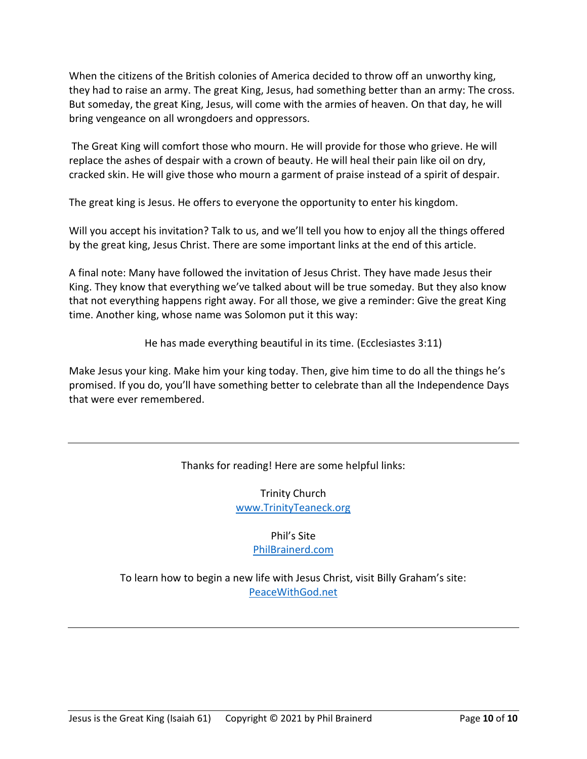When the citizens of the British colonies of America decided to throw off an unworthy king, they had to raise an army. The great King, Jesus, had something better than an army: The cross. But someday, the great King, Jesus, will come with the armies of heaven. On that day, he will bring vengeance on all wrongdoers and oppressors.

The Great King will comfort those who mourn. He will provide for those who grieve. He will replace the ashes of despair with a crown of beauty. He will heal their pain like oil on dry, cracked skin. He will give those who mourn a garment of praise instead of a spirit of despair.

The great king is Jesus. He offers to everyone the opportunity to enter his kingdom.

Will you accept his invitation? Talk to us, and we'll tell you how to enjoy all the things offered by the great king, Jesus Christ. There are some important links at the end of this article.

A final note: Many have followed the invitation of Jesus Christ. They have made Jesus their King. They know that everything we've talked about will be true someday. But they also know that not everything happens right away. For all those, we give a reminder: Give the great King time. Another king, whose name was Solomon put it this way:

> He has made everything beautiful in its time. (Ecclesiastes 3:11)

Make Jesus your king. Make him your king today. Then, give him time to do all the things he's promised. If you do, you'll have something better to celebrate than all the Independence Days that were ever remembered.

---

Thanks for reading! Here are some helpful links:

Trinity Church
[www.TrinityTeaneck.org](http://www.TrinityTeaneck.org)

Phil's Site
[PhilBrainerd.com](http://PhilBrainerd.com)

To learn how to begin a new life with Jesus Christ, visit Billy Graham's site:
[PeaceWithGod.net](http://PeaceWithGod.net)

---